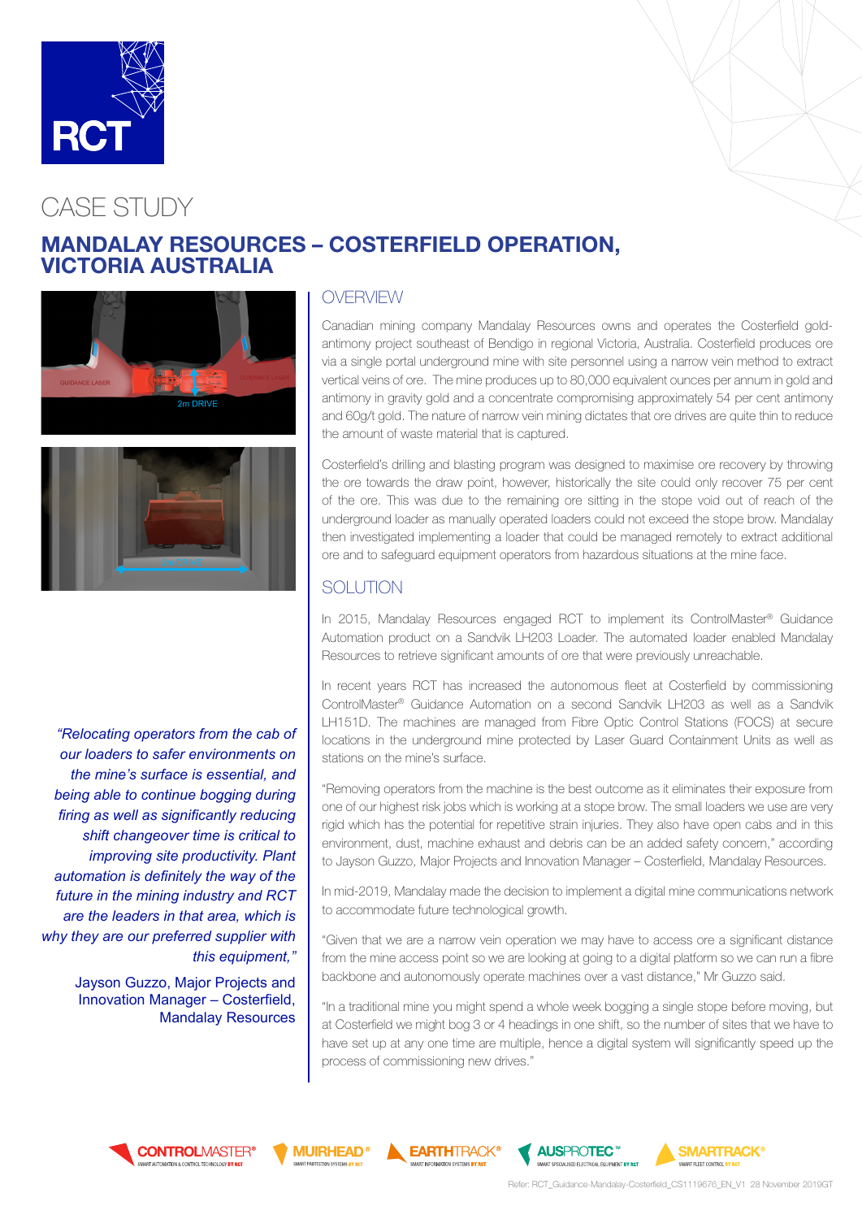# CASE STUDY

## MANDALAY RESOURCES – COSTERFIELD OPERATION, VICTORIA AUSTRALIA

### OVERVIEW

Canadian mining company Mandalay Resources owns and operates the Costerfield gold-antimony project southeast of Bendigo in regional Victoria, Australia. Costerfield produces ore via a single portal underground mine with site personnel using a narrow vein method to extract vertical veins of ore. The mine produces up to 80,000 equivalent ounces per annum in gold and antimony in gravity gold and a concentrate compromising approximately 54 per cent antimony and 60g/t gold. The nature of narrow vein mining dictates that ore drives are quite thin to reduce the amount of waste material that is captured.

Costerfield's drilling and blasting program was designed to maximise ore recovery by throwing the ore towards the draw point, however, historically the site could only recover 75 per cent of the ore. This was due to the remaining ore sitting in the stope void out of reach of the underground loader as manually operated loaders could not exceed the stope brow. Mandalay then investigated implementing a loader that could be managed remotely to extract additional ore and to safeguard equipment operators from hazardous situations at the mine face.

### SOLUTION

In 2015, Mandalay Resources engaged RCT to implement its ControlMaster® Guidance Automation product on a Sandvik LH203 Loader. The automated loader enabled Mandalay Resources to retrieve significant amounts of ore that were previously unreachable.

In recent years RCT has increased the autonomous fleet at Costerfield by commissioning ControlMaster® Guidance Automation on a second Sandvik LH203 as well as a Sandvik LH151D. The machines are managed from Fibre Optic Control Stations (FOCS) at secure locations in the underground mine protected by Laser Guard Containment Units as well as stations on the mine's surface.

"Removing operators from the machine is the best outcome as it eliminates their exposure from one of our highest risk jobs which is working at a stope brow. The small loaders we use are very rigid which has the potential for repetitive strain injuries. They also have open cabs and in this environment, dust, machine exhaust and debris can be an added safety concern," according to Jayson Guzzo, Major Projects and Innovation Manager – Costerfield, Mandalay Resources.

In mid-2019, Mandalay made the decision to implement a digital mine communications network to accommodate future technological growth.

"Given that we are a narrow vein operation we may have to access ore a significant distance from the mine access point so we are looking at going to a digital platform so we can run a fibre backbone and autonomously operate machines over a vast distance," Mr Guzzo said.

"In a traditional mine you might spend a whole week bogging a single stope before moving, but at Costerfield we might bog 3 or 4 headings in one shift, so the number of sites that we have to have set up at any one time are multiple, hence a digital system will significantly speed up the process of commissioning new drives."

*"Relocating operators from the cab of our loaders to safer environments on the mine's surface is essential, and being able to continue bogging during firing as well as significantly reducing shift changeover time is critical to improving site productivity. Plant automation is definitely the way of the future in the mining industry and RCT are the leaders in that area, which is why they are our preferred supplier with this equipment,"*

Jayson Guzzo, Major Projects and Innovation Manager – Costerfield, Mandalay Resources

CONTROLMASTER® | MUIRHEAD® | EARTHTRACK® | AUSPROTEC™ | SMARTRACK®

Refer: RCT_Guidance-Mandalay-Costerfield_CS1119676_EN_V1 28 November 2019GT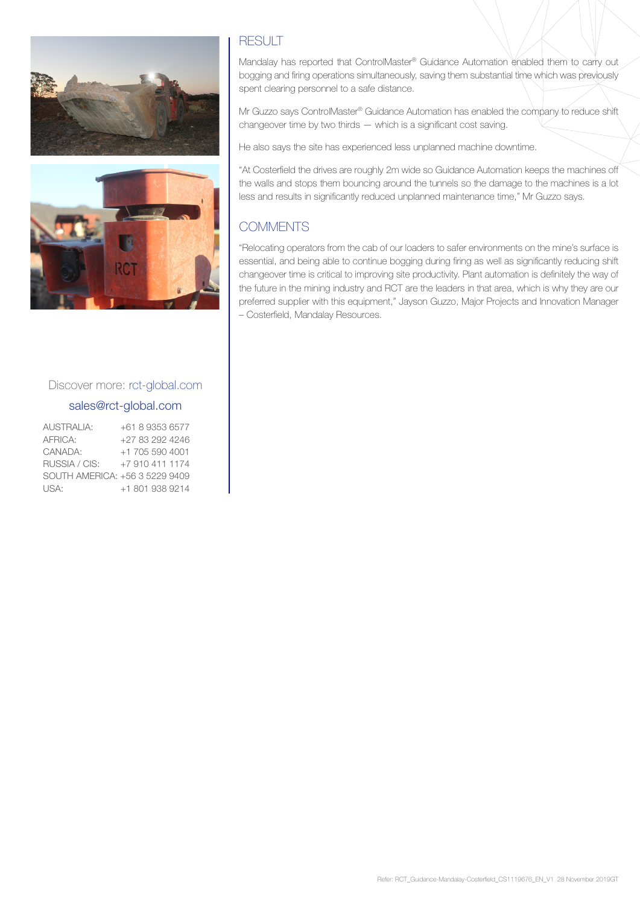## RESULT

Mandalay has reported that ControlMaster® Guidance Automation enabled them to carry out bogging and firing operations simultaneously, saving them substantial time which was previously spent clearing personnel to a safe distance.

Mr Guzzo says ControlMaster® Guidance Automation has enabled the company to reduce shift changeover time by two thirds — which is a significant cost saving.

He also says the site has experienced less unplanned machine downtime.

"At Costerfield the drives are roughly 2m wide so Guidance Automation keeps the machines off the walls and stops them bouncing around the tunnels so the damage to the machines is a lot less and results in significantly reduced unplanned maintenance time," Mr Guzzo says.

## COMMENTS

"Relocating operators from the cab of our loaders to safer environments on the mine's surface is essential, and being able to continue bogging during firing as well as significantly reducing shift changeover time is critical to improving site productivity. Plant automation is definitely the way of the future in the mining industry and RCT are the leaders in that area, which is why they are our preferred supplier with this equipment," Jayson Guzzo, Major Projects and Innovation Manager – Costerfield, Mandalay Resources.

Discover more: rct-global.com

sales@rct-global.com

| | |
|---|---|
| AUSTRALIA: | +61 8 9353 6577 |
| AFRICA: | +27 83 292 4246 |
| CANADA: | +1 705 590 4001 |
| RUSSIA / CIS: | +7 910 411 1174 |
| SOUTH AMERICA: | +56 3 5229 9409 |
| USA: | +1 801 938 9214 |

Refer: RCT_Guidance-Mandalay-Costerfield_CS1119676_EN_V1 28 November 2019GT